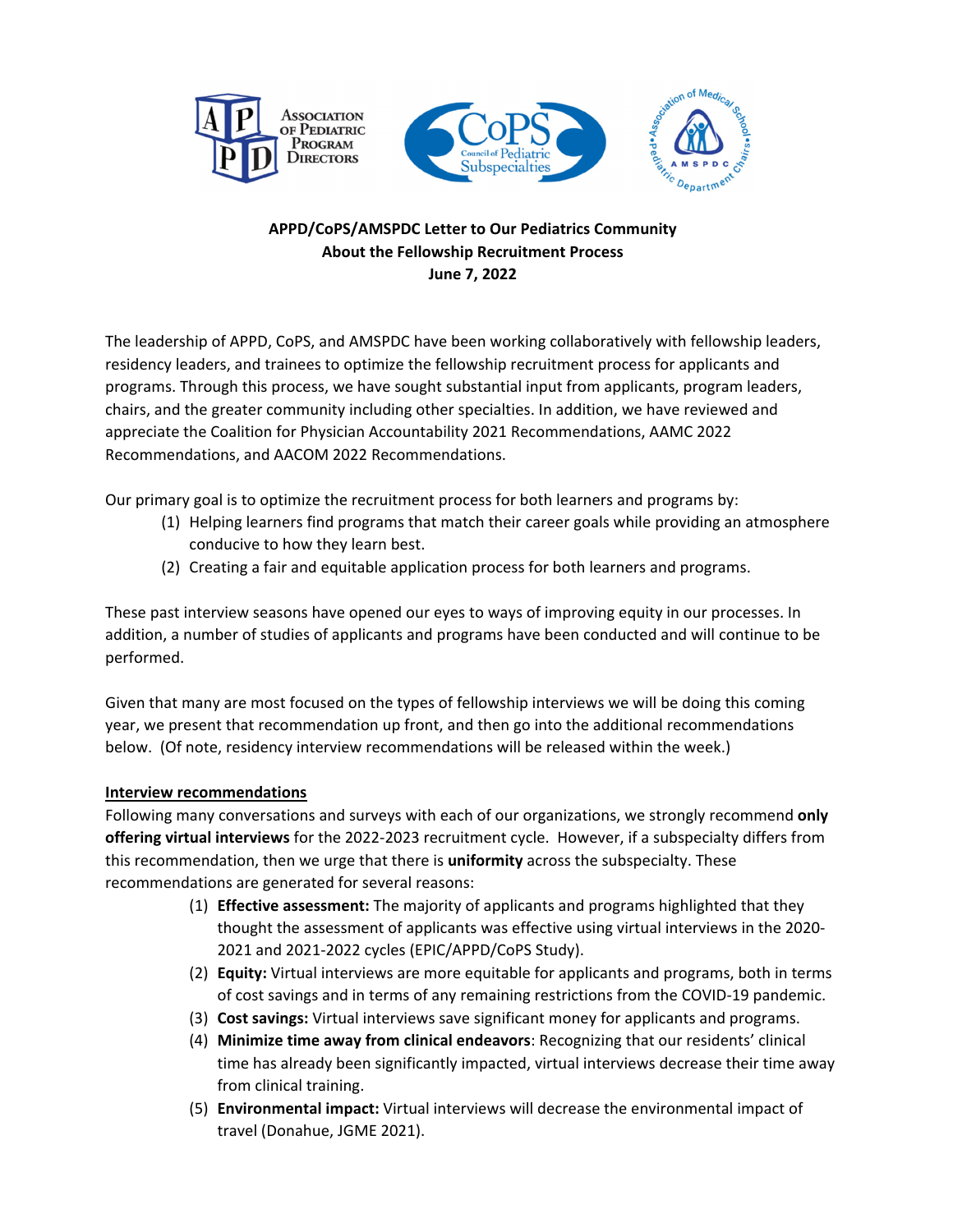**APPD/CoPS/AMSPDC Letter to Our Pediatrics Community**
**About the Fellowship Recruitment Process**
**June 7, 2022**

The leadership of APPD, CoPS, and AMSPDC have been working collaboratively with fellowship leaders, residency leaders, and trainees to optimize the fellowship recruitment process for applicants and programs. Through this process, we have sought substantial input from applicants, program leaders, chairs, and the greater community including other specialties. In addition, we have reviewed and appreciate the Coalition for Physician Accountability 2021 Recommendations, AAMC 2022 Recommendations, and AACOM 2022 Recommendations.

Our primary goal is to optimize the recruitment process for both learners and programs by:

(1) Helping learners find programs that match their career goals while providing an atmosphere conducive to how they learn best.
(2) Creating a fair and equitable application process for both learners and programs.

These past interview seasons have opened our eyes to ways of improving equity in our processes. In addition, a number of studies of applicants and programs have been conducted and will continue to be performed.

Given that many are most focused on the types of fellowship interviews we will be doing this coming year, we present that recommendation up front, and then go into the additional recommendations below. (Of note, residency interview recommendations will be released within the week.)

## Interview recommendations

Following many conversations and surveys with each of our organizations, we strongly recommend **only offering virtual interviews** for the 2022-2023 recruitment cycle. However, if a subspecialty differs from this recommendation, then we urge that there is **uniformity** across the subspecialty. These recommendations are generated for several reasons:

(1) **Effective assessment:** The majority of applicants and programs highlighted that they thought the assessment of applicants was effective using virtual interviews in the 2020-2021 and 2021-2022 cycles (EPIC/APPD/CoPS Study).
(2) **Equity:** Virtual interviews are more equitable for applicants and programs, both in terms of cost savings and in terms of any remaining restrictions from the COVID-19 pandemic.
(3) **Cost savings:** Virtual interviews save significant money for applicants and programs.
(4) **Minimize time away from clinical endeavors**: Recognizing that our residents' clinical time has already been significantly impacted, virtual interviews decrease their time away from clinical training.
(5) **Environmental impact:** Virtual interviews will decrease the environmental impact of travel (Donahue, JGME 2021).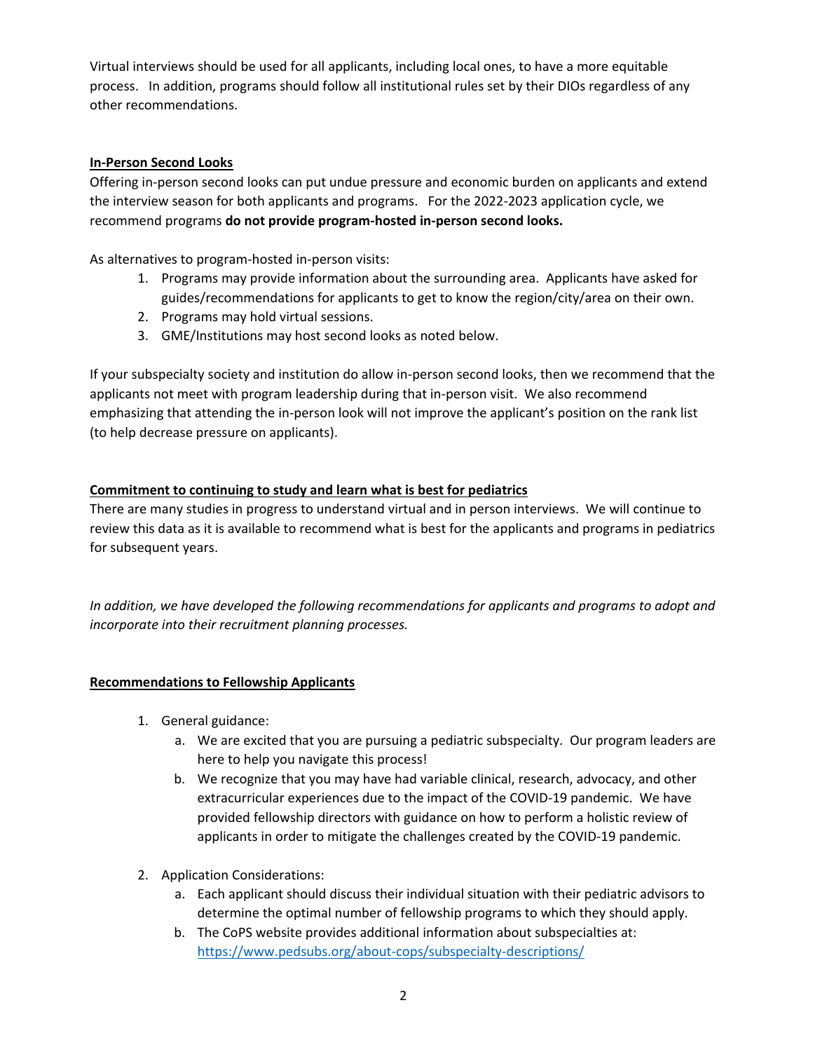Virtual interviews should be used for all applicants, including local ones, to have a more equitable process. In addition, programs should follow all institutional rules set by their DIOs regardless of any other recommendations.

## In-Person Second Looks

Offering in-person second looks can put undue pressure and economic burden on applicants and extend the interview season for both applicants and programs. For the 2022-2023 application cycle, we recommend programs **do not provide program-hosted in-person second looks.**

As alternatives to program-hosted in-person visits:

1. Programs may provide information about the surrounding area. Applicants have asked for guides/recommendations for applicants to get to know the region/city/area on their own.
2. Programs may hold virtual sessions.
3. GME/Institutions may host second looks as noted below.

If your subspecialty society and institution do allow in-person second looks, then we recommend that the applicants not meet with program leadership during that in-person visit. We also recommend emphasizing that attending the in-person look will not improve the applicant's position on the rank list (to help decrease pressure on applicants).

## Commitment to continuing to study and learn what is best for pediatrics

There are many studies in progress to understand virtual and in person interviews. We will continue to review this data as it is available to recommend what is best for the applicants and programs in pediatrics for subsequent years.

*In addition, we have developed the following recommendations for applicants and programs to adopt and incorporate into their recruitment planning processes.*

## Recommendations to Fellowship Applicants

1. General guidance:
    a. We are excited that you are pursuing a pediatric subspecialty. Our program leaders are here to help you navigate this process!
    b. We recognize that you may have had variable clinical, research, advocacy, and other extracurricular experiences due to the impact of the COVID-19 pandemic. We have provided fellowship directors with guidance on how to perform a holistic review of applicants in order to mitigate the challenges created by the COVID-19 pandemic.

2. Application Considerations:
    a. Each applicant should discuss their individual situation with their pediatric advisors to determine the optimal number of fellowship programs to which they should apply.
    b. The CoPS website provides additional information about subspecialties at: https://www.pedsubs.org/about-cops/subspecialty-descriptions/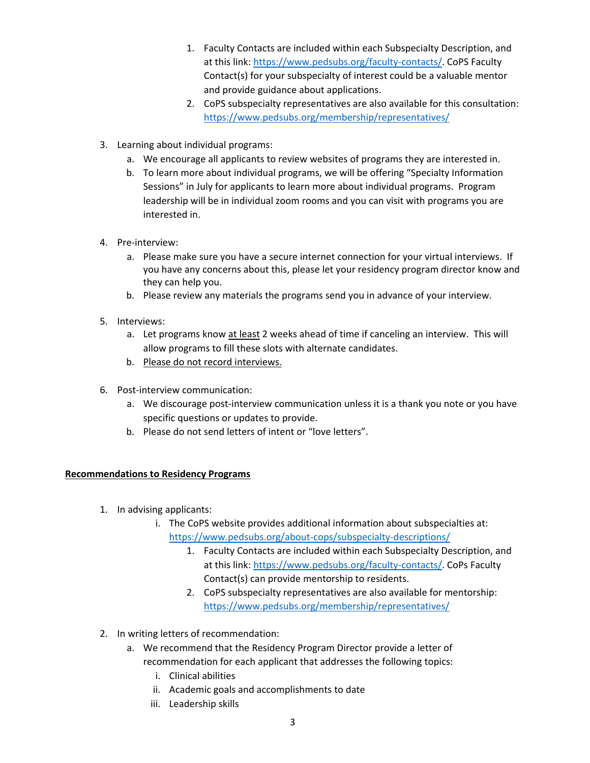1. Faculty Contacts are included within each Subspecialty Description, and at this link: https://www.pedsubs.org/faculty-contacts/. CoPS Faculty Contact(s) for your subspecialty of interest could be a valuable mentor and provide guidance about applications.
2. CoPS subspecialty representatives are also available for this consultation: https://www.pedsubs.org/membership/representatives/

3. Learning about individual programs:
   a. We encourage all applicants to review websites of programs they are interested in.
   b. To learn more about individual programs, we will be offering "Specialty Information Sessions" in July for applicants to learn more about individual programs. Program leadership will be in individual zoom rooms and you can visit with programs you are interested in.

4. Pre-interview:
   a. Please make sure you have a secure internet connection for your virtual interviews. If you have any concerns about this, please let your residency program director know and they can help you.
   b. Please review any materials the programs send you in advance of your interview.

5. Interviews:
   a. Let programs know <u>at least</u> 2 weeks ahead of time if canceling an interview. This will allow programs to fill these slots with alternate candidates.
   b. <u>Please do not record interviews.</u>

6. Post-interview communication:
   a. We discourage post-interview communication unless it is a thank you note or you have specific questions or updates to provide.
   b. Please do not send letters of intent or "love letters".

## <u>Recommendations to Residency Programs</u>

1. In advising applicants:
   i. The CoPS website provides additional information about subspecialties at: https://www.pedsubs.org/about-cops/subspecialty-descriptions/
      1. Faculty Contacts are included within each Subspecialty Description, and at this link: https://www.pedsubs.org/faculty-contacts/. CoPs Faculty Contact(s) can provide mentorship to residents.
      2. CoPS subspecialty representatives are also available for mentorship: https://www.pedsubs.org/membership/representatives/

2. In writing letters of recommendation:
   a. We recommend that the Residency Program Director provide a letter of recommendation for each applicant that addresses the following topics:
      i. Clinical abilities
      ii. Academic goals and accomplishments to date
      iii. Leadership skills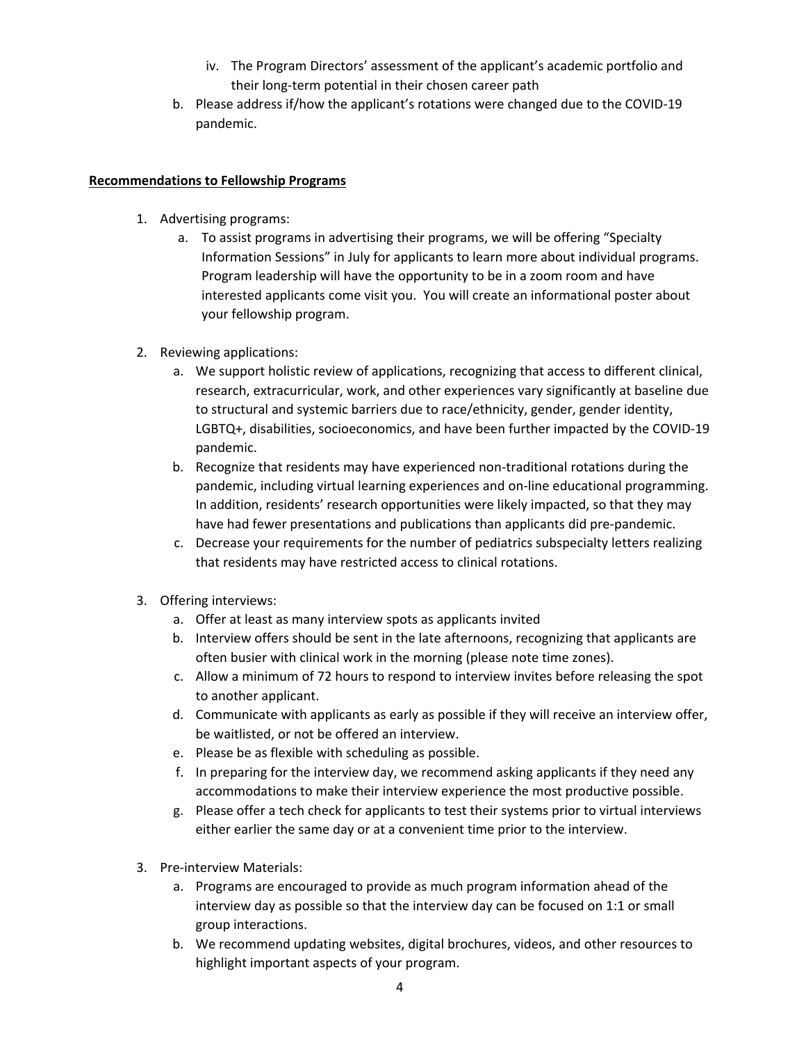iv. The Program Directors' assessment of the applicant's academic portfolio and their long-term potential in their chosen career path

b. Please address if/how the applicant's rotations were changed due to the COVID-19 pandemic.

**Recommendations to Fellowship Programs**

1. Advertising programs:
   a. To assist programs in advertising their programs, we will be offering "Specialty Information Sessions" in July for applicants to learn more about individual programs. Program leadership will have the opportunity to be in a zoom room and have interested applicants come visit you. You will create an informational poster about your fellowship program.

2. Reviewing applications:
   a. We support holistic review of applications, recognizing that access to different clinical, research, extracurricular, work, and other experiences vary significantly at baseline due to structural and systemic barriers due to race/ethnicity, gender, gender identity, LGBTQ+, disabilities, socioeconomics, and have been further impacted by the COVID-19 pandemic.
   b. Recognize that residents may have experienced non-traditional rotations during the pandemic, including virtual learning experiences and on-line educational programming. In addition, residents' research opportunities were likely impacted, so that they may have had fewer presentations and publications than applicants did pre-pandemic.
   c. Decrease your requirements for the number of pediatrics subspecialty letters realizing that residents may have restricted access to clinical rotations.

3. Offering interviews:
   a. Offer at least as many interview spots as applicants invited
   b. Interview offers should be sent in the late afternoons, recognizing that applicants are often busier with clinical work in the morning (please note time zones).
   c. Allow a minimum of 72 hours to respond to interview invites before releasing the spot to another applicant.
   d. Communicate with applicants as early as possible if they will receive an interview offer, be waitlisted, or not be offered an interview.
   e. Please be as flexible with scheduling as possible.
   f. In preparing for the interview day, we recommend asking applicants if they need any accommodations to make their interview experience the most productive possible.
   g. Please offer a tech check for applicants to test their systems prior to virtual interviews either earlier the same day or at a convenient time prior to the interview.

3. Pre-interview Materials:
   a. Programs are encouraged to provide as much program information ahead of the interview day as possible so that the interview day can be focused on 1:1 or small group interactions.
   b. We recommend updating websites, digital brochures, videos, and other resources to highlight important aspects of your program.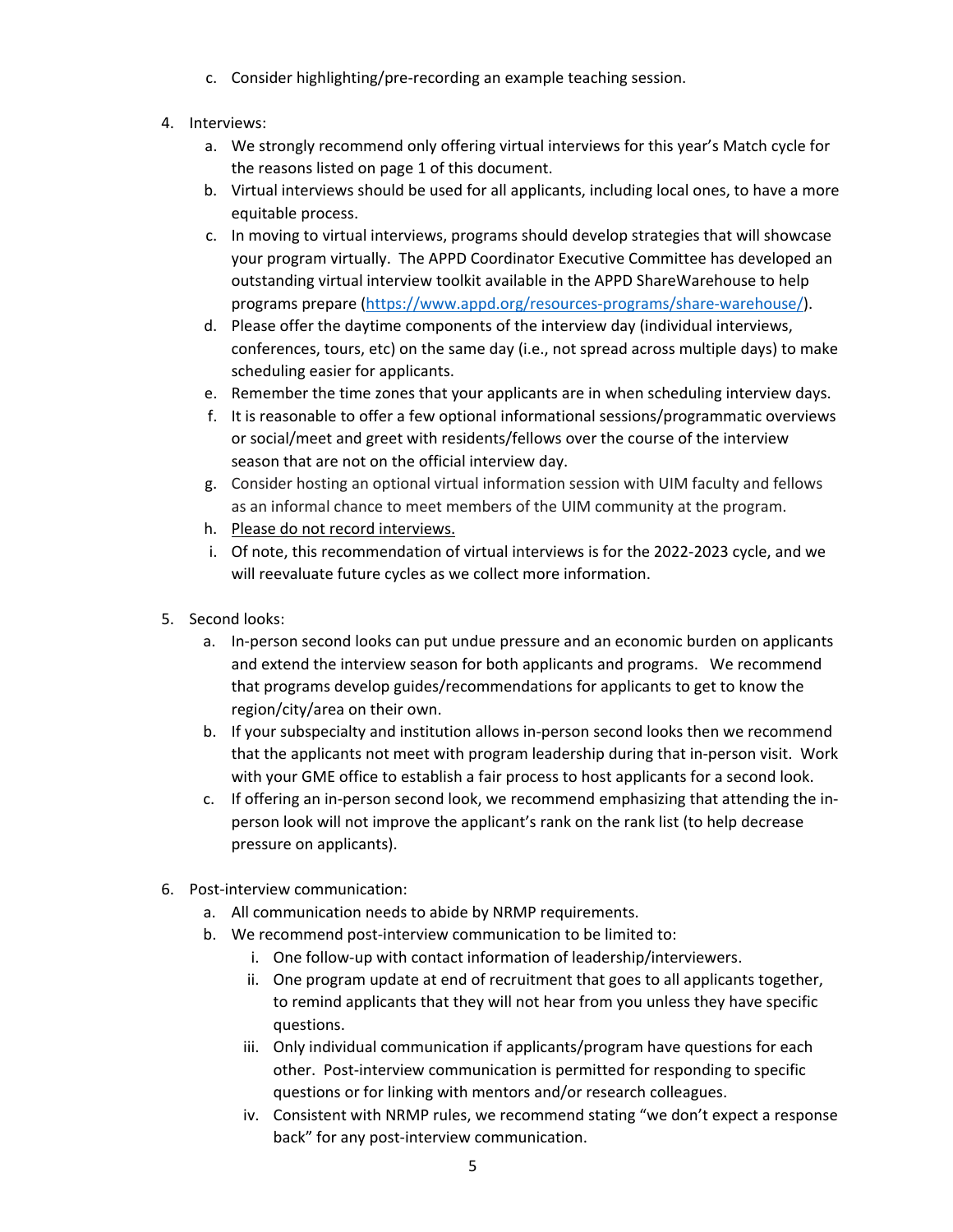c. Consider highlighting/pre-recording an example teaching session.

4. Interviews:
   a. We strongly recommend only offering virtual interviews for this year's Match cycle for the reasons listed on page 1 of this document.
   b. Virtual interviews should be used for all applicants, including local ones, to have a more equitable process.
   c. In moving to virtual interviews, programs should develop strategies that will showcase your program virtually. The APPD Coordinator Executive Committee has developed an outstanding virtual interview toolkit available in the APPD ShareWarehouse to help programs prepare (https://www.appd.org/resources-programs/share-warehouse/).
   d. Please offer the daytime components of the interview day (individual interviews, conferences, tours, etc) on the same day (i.e., not spread across multiple days) to make scheduling easier for applicants.
   e. Remember the time zones that your applicants are in when scheduling interview days.
   f. It is reasonable to offer a few optional informational sessions/programmatic overviews or social/meet and greet with residents/fellows over the course of the interview season that are not on the official interview day.
   g. Consider hosting an optional virtual information session with UIM faculty and fellows as an informal chance to meet members of the UIM community at the program.
   h. <u>Please do not record interviews.</u>
   i. Of note, this recommendation of virtual interviews is for the 2022-2023 cycle, and we will reevaluate future cycles as we collect more information.

5. Second looks:
   a. In-person second looks can put undue pressure and an economic burden on applicants and extend the interview season for both applicants and programs. We recommend that programs develop guides/recommendations for applicants to get to know the region/city/area on their own.
   b. If your subspecialty and institution allows in-person second looks then we recommend that the applicants not meet with program leadership during that in-person visit. Work with your GME office to establish a fair process to host applicants for a second look.
   c. If offering an in-person second look, we recommend emphasizing that attending the in-person look will not improve the applicant's rank on the rank list (to help decrease pressure on applicants).

6. Post-interview communication:
   a. All communication needs to abide by NRMP requirements.
   b. We recommend post-interview communication to be limited to:
      i. One follow-up with contact information of leadership/interviewers.
      ii. One program update at end of recruitment that goes to all applicants together, to remind applicants that they will not hear from you unless they have specific questions.
      iii. Only individual communication if applicants/program have questions for each other. Post-interview communication is permitted for responding to specific questions or for linking with mentors and/or research colleagues.
      iv. Consistent with NRMP rules, we recommend stating "we don't expect a response back" for any post-interview communication.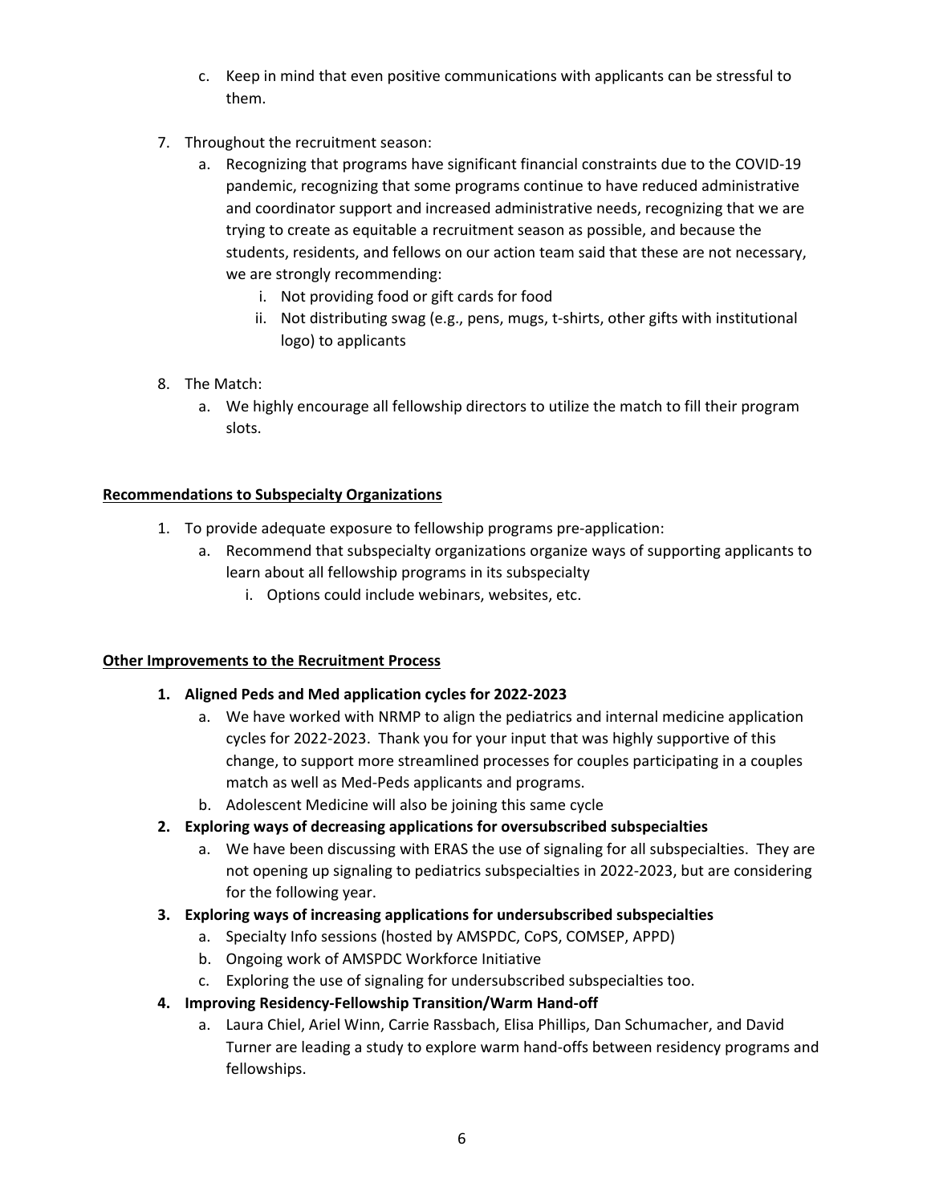c. Keep in mind that even positive communications with applicants can be stressful to them.

7. Throughout the recruitment season:
   a. Recognizing that programs have significant financial constraints due to the COVID-19 pandemic, recognizing that some programs continue to have reduced administrative and coordinator support and increased administrative needs, recognizing that we are trying to create as equitable a recruitment season as possible, and because the students, residents, and fellows on our action team said that these are not necessary, we are strongly recommending:
      i. Not providing food or gift cards for food
      ii. Not distributing swag (e.g., pens, mugs, t-shirts, other gifts with institutional logo) to applicants

8. The Match:
   a. We highly encourage all fellowship directors to utilize the match to fill their program slots.

<u>**Recommendations to Subspecialty Organizations**</u>

1. To provide adequate exposure to fellowship programs pre-application:
   a. Recommend that subspecialty organizations organize ways of supporting applicants to learn about all fellowship programs in its subspecialty
      i. Options could include webinars, websites, etc.

<u>**Other Improvements to the Recruitment Process**</u>

1. **Aligned Peds and Med application cycles for 2022-2023**
   a. We have worked with NRMP to align the pediatrics and internal medicine application cycles for 2022-2023. Thank you for your input that was highly supportive of this change, to support more streamlined processes for couples participating in a couples match as well as Med-Peds applicants and programs.
   b. Adolescent Medicine will also be joining this same cycle
2. **Exploring ways of decreasing applications for oversubscribed subspecialties**
   a. We have been discussing with ERAS the use of signaling for all subspecialties. They are not opening up signaling to pediatrics subspecialties in 2022-2023, but are considering for the following year.
3. **Exploring ways of increasing applications for undersubscribed subspecialties**
   a. Specialty Info sessions (hosted by AMSPDC, CoPS, COMSEP, APPD)
   b. Ongoing work of AMSPDC Workforce Initiative
   c. Exploring the use of signaling for undersubscribed subspecialties too.
4. **Improving Residency-Fellowship Transition/Warm Hand-off**
   a. Laura Chiel, Ariel Winn, Carrie Rassbach, Elisa Phillips, Dan Schumacher, and David Turner are leading a study to explore warm hand-offs between residency programs and fellowships.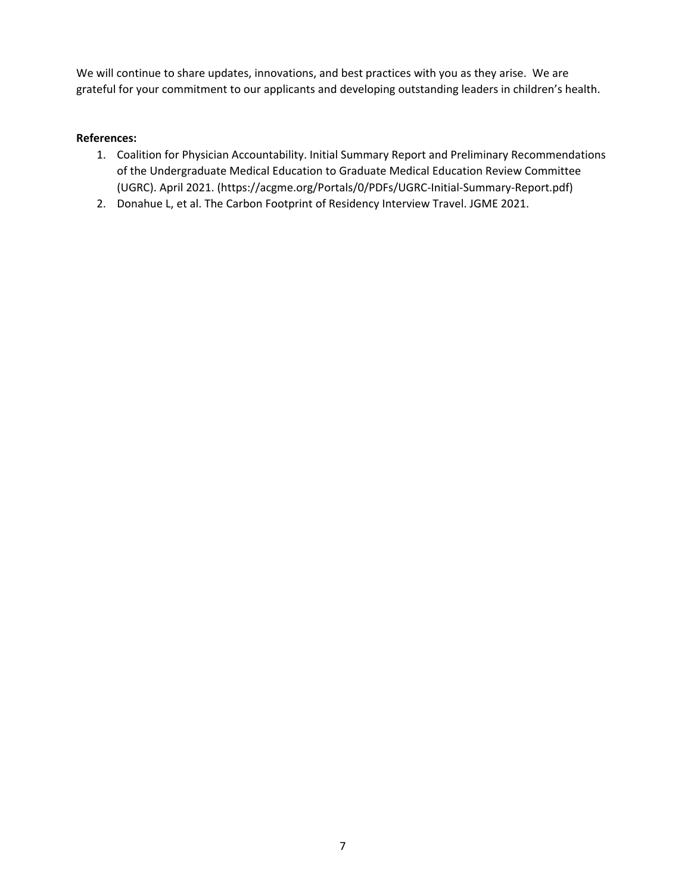We will continue to share updates, innovations, and best practices with you as they arise. We are grateful for your commitment to our applicants and developing outstanding leaders in children's health.

**References:**

1. Coalition for Physician Accountability. Initial Summary Report and Preliminary Recommendations of the Undergraduate Medical Education to Graduate Medical Education Review Committee (UGRC). April 2021. (https://acgme.org/Portals/0/PDFs/UGRC-Initial-Summary-Report.pdf)
2. Donahue L, et al. The Carbon Footprint of Residency Interview Travel. JGME 2021.